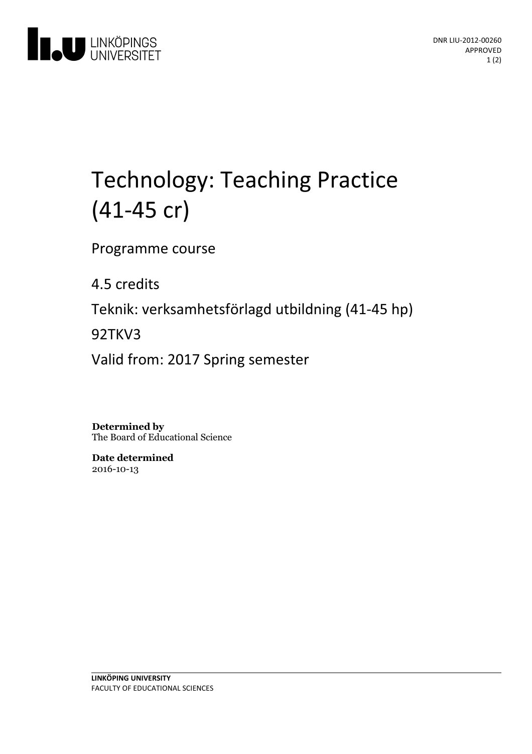DNR LIU-2012-00260
APPROVED

# Technology: Teaching Practice (41-45 cr)

Programme course

4.5 credits

Teknik: verksamhetsförlagd utbildning (41-45 hp)

92TKV3

Valid from: 2017 Spring semester

**Determined by**
The Board of Educational Science

**Date determined**
2016-10-13

**LINKÖPING UNIVERSITY**
FACULTY OF EDUCATIONAL SCIENCES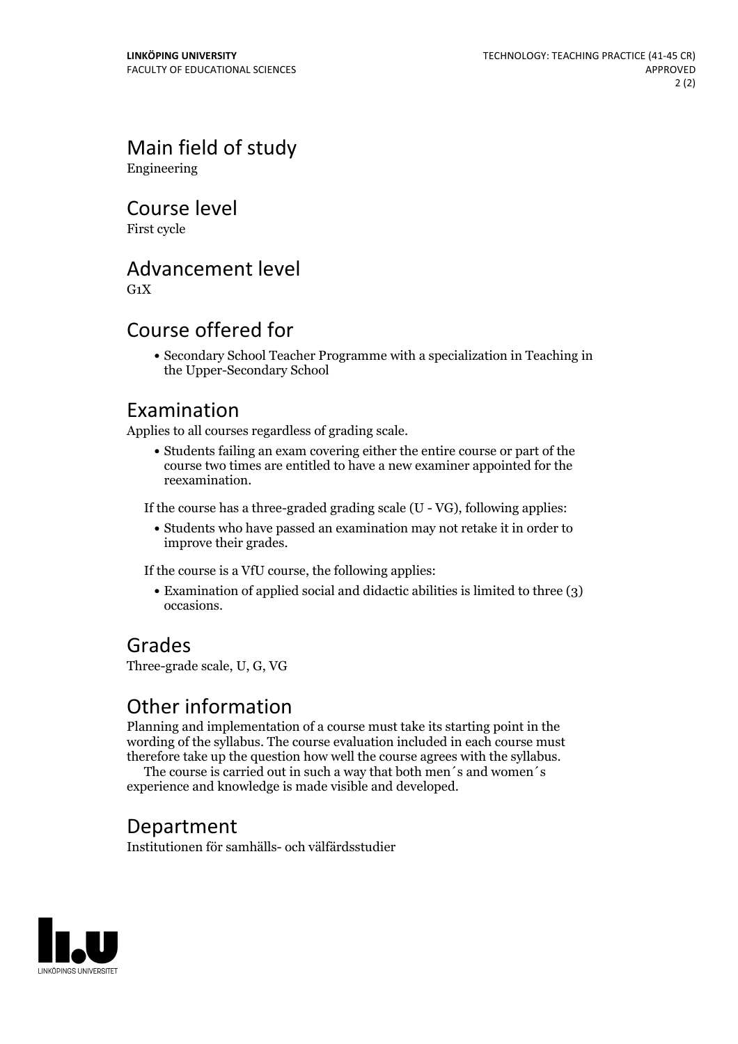## Main field of study

Engineering

## Course level

First cycle

## Advancement level

G1X

## Course offered for

- Secondary School Teacher Programme with a specialization in Teaching in the Upper-Secondary School

## Examination

Applies to all courses regardless of grading scale.

- Students failing an exam covering either the entire course or part of the course two times are entitled to have a new examiner appointed for the reexamination.

If the course has a three-graded grading scale (U - VG), following applies:

- Students who have passed an examination may not retake it in order to improve their grades.

If the course is a VfU course, the following applies:

- Examination of applied social and didactic abilities is limited to three (3) occasions.

## Grades

Three-grade scale, U, G, VG

## Other information

Planning and implementation of a course must take its starting point in the wording of the syllabus. The course evaluation included in each course must therefore take up the question how well the course agrees with the syllabus.

The course is carried out in such a way that both men´s and women´s experience and knowledge is made visible and developed.

## Department

Institutionen för samhälls- och välfärdsstudier